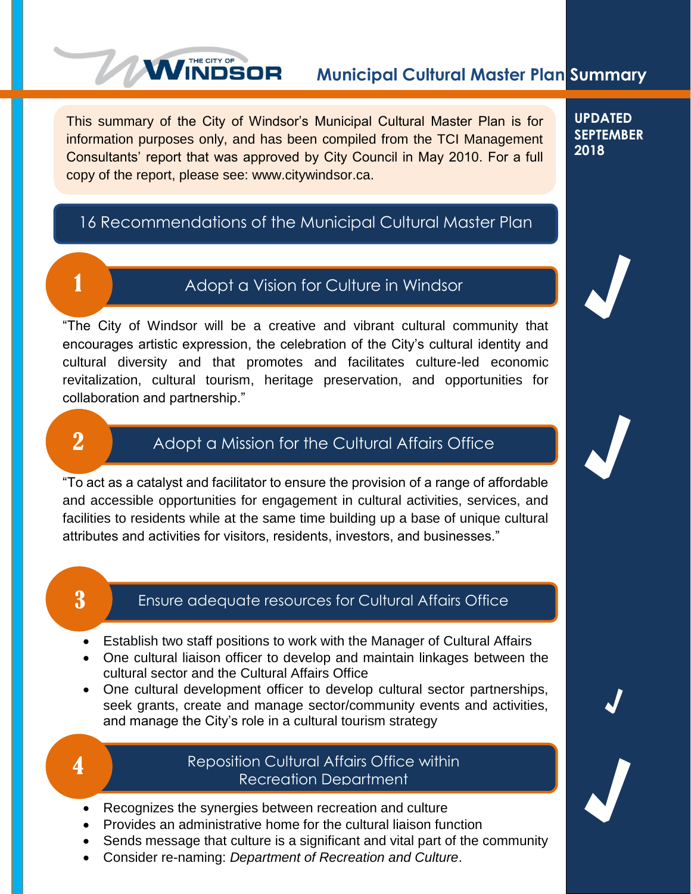# THE CITY OF WINDSOR — Municipal Cultural Master Plan Summary

**UPDATED SEPTEMBER 2018**

This summary of the City of Windsor's Municipal Cultural Master Plan is for information purposes only, and has been compiled from the TCI Management Consultants' report that was approved by City Council in May 2010. For a full copy of the report, please see: www.citywindsor.ca.

## 16 Recommendations of the Municipal Cultural Master Plan

### 1 Adopt a Vision for Culture in Windsor ✓

"The City of Windsor will be a creative and vibrant cultural community that encourages artistic expression, the celebration of the City's cultural identity and cultural diversity and that promotes and facilitates culture-led economic revitalization, cultural tourism, heritage preservation, and opportunities for collaboration and partnership."

### 2 Adopt a Mission for the Cultural Affairs Office ✓

"To act as a catalyst and facilitator to ensure the provision of a range of affordable and accessible opportunities for engagement in cultural activities, services, and facilities to residents while at the same time building up a base of unique cultural attributes and activities for visitors, residents, investors, and businesses."

### 3 Ensure adequate resources for Cultural Affairs Office

- Establish two staff positions to work with the Manager of Cultural Affairs
- One cultural liaison officer to develop and maintain linkages between the cultural sector and the Cultural Affairs Office
- One cultural development officer to develop cultural sector partnerships, seek grants, create and manage sector/community events and activities, and manage the City's role in a cultural tourism strategy ✓

### 4 Reposition Cultural Affairs Office within Recreation Department ✓

- Recognizes the synergies between recreation and culture
- Provides an administrative home for the cultural liaison function
- Sends message that culture is a significant and vital part of the community
- Consider re-naming: *Department of Recreation and Culture*.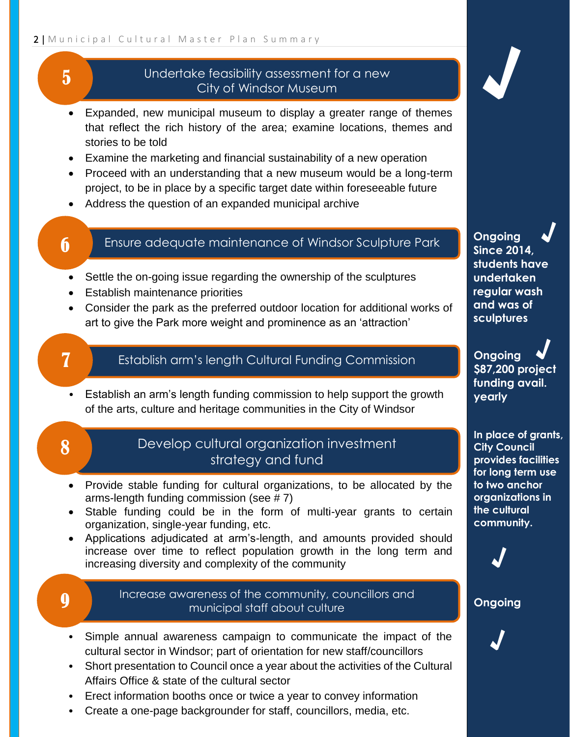## 5 Undertake feasibility assessment for a new City of Windsor Museum

✓

- Expanded, new municipal museum to display a greater range of themes that reflect the rich history of the area; examine locations, themes and stories to be told
- Examine the marketing and financial sustainability of a new operation
- Proceed with an understanding that a new museum would be a long-term project, to be in place by a specific target date within foreseeable future
- Address the question of an expanded municipal archive

## 6 Ensure adequate maintenance of Windsor Sculpture Park

**Ongoing** ✓
**Since 2014, students have undertaken regular wash and was of sculptures**

- Settle the on-going issue regarding the ownership of the sculptures
- Establish maintenance priorities
- Consider the park as the preferred outdoor location for additional works of art to give the Park more weight and prominence as an 'attraction'

## 7 Establish arm's length Cultural Funding Commission

**Ongoing** ✓
**$87,200 project funding avail. yearly**

- Establish an arm's length funding commission to help support the growth of the arts, culture and heritage communities in the City of Windsor

## 8 Develop cultural organization investment strategy and fund

**In place of grants, City Council provides facilities for long term use to two anchor organizations in the cultural community.**

✓

- Provide stable funding for cultural organizations, to be allocated by the arms-length funding commission (see # 7)
- Stable funding could be in the form of multi-year grants to certain organization, single-year funding, etc.
- Applications adjudicated at arm's-length, and amounts provided should increase over time to reflect population growth in the long term and increasing diversity and complexity of the community

## 9 Increase awareness of the community, councillors and municipal staff about culture

**Ongoing**

✓

- Simple annual awareness campaign to communicate the impact of the cultural sector in Windsor; part of orientation for new staff/councillors
- Short presentation to Council once a year about the activities of the Cultural Affairs Office & state of the cultural sector
- Erect information booths once or twice a year to convey information
- Create a one-page backgrounder for staff, councillors, media, etc.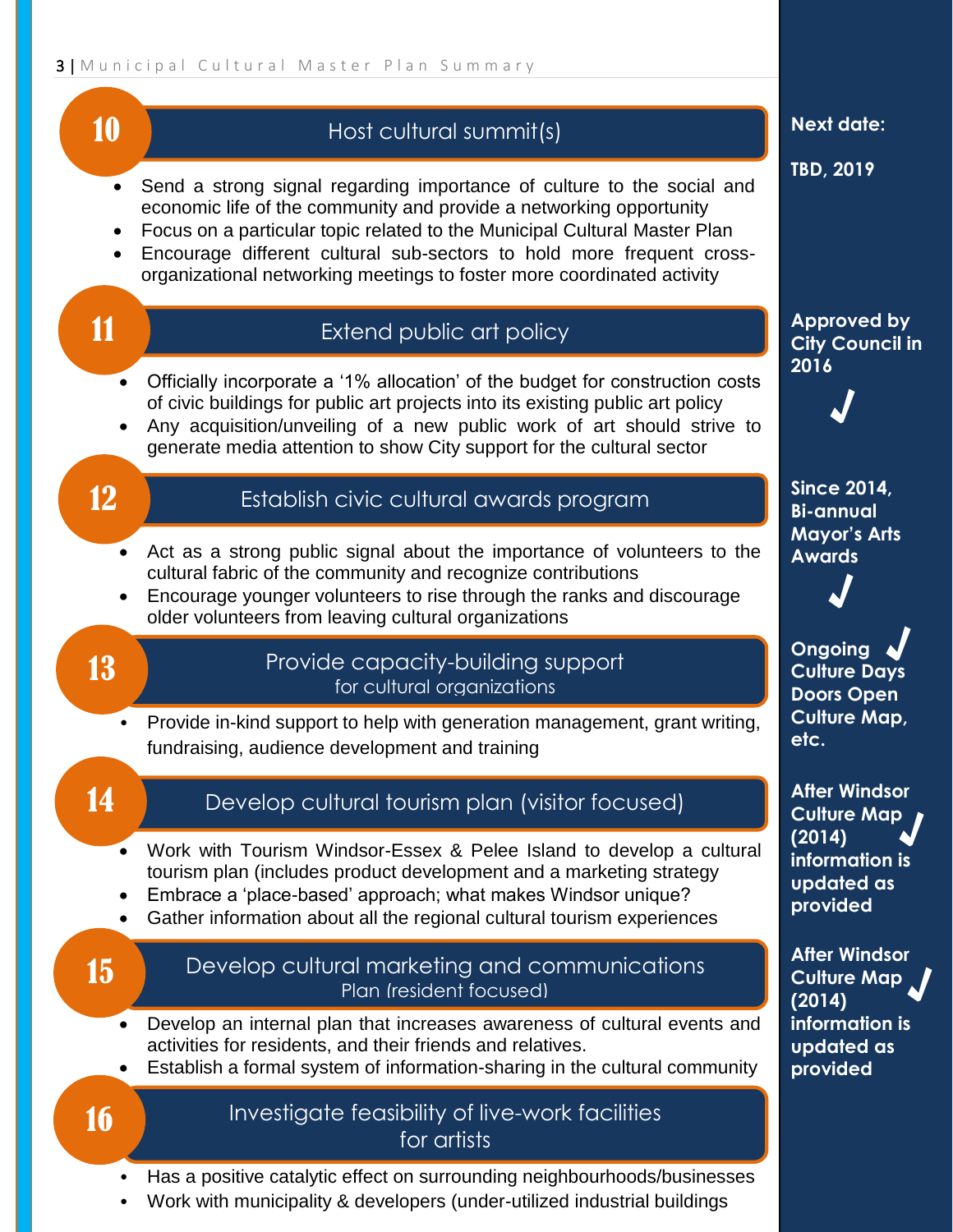## 10 Host cultural summit(s)

- Send a strong signal regarding importance of culture to the social and economic life of the community and provide a networking opportunity
- Focus on a particular topic related to the Municipal Cultural Master Plan
- Encourage different cultural sub-sectors to hold more frequent cross-organizational networking meetings to foster more coordinated activity

**Next date:**

**TBD, 2019**

## 11 Extend public art policy

- Officially incorporate a '1% allocation' of the budget for construction costs of civic buildings for public art projects into its existing public art policy
- Any acquisition/unveiling of a new public work of art should strive to generate media attention to show City support for the cultural sector

**Approved by City Council in 2016** ✓

## 12 Establish civic cultural awards program

- Act as a strong public signal about the importance of volunteers to the cultural fabric of the community and recognize contributions
- Encourage younger volunteers to rise through the ranks and discourage older volunteers from leaving cultural organizations

**Since 2014, Bi-annual Mayor's Arts Awards** ✓

## 13 Provide capacity-building support for cultural organizations

- Provide in-kind support to help with generation management, grant writing, fundraising, audience development and training

**Ongoing** ✓ **Culture Days Doors Open Culture Map, etc.**

## 14 Develop cultural tourism plan (visitor focused)

- Work with Tourism Windsor-Essex & Pelee Island to develop a cultural tourism plan (includes product development and a marketing strategy
- Embrace a 'place-based' approach; what makes Windsor unique?
- Gather information about all the regional cultural tourism experiences

**After Windsor Culture Map (2014) information is updated as provided** ✓

## 15 Develop cultural marketing and communications Plan (resident focused)

- Develop an internal plan that increases awareness of cultural events and activities for residents, and their friends and relatives.
- Establish a formal system of information-sharing in the cultural community

**After Windsor Culture Map (2014) information is updated as provided** ✓

## 16 Investigate feasibility of live-work facilities for artists

- Has a positive catalytic effect on surrounding neighbourhoods/businesses
- Work with municipality & developers (under-utilized industrial buildings